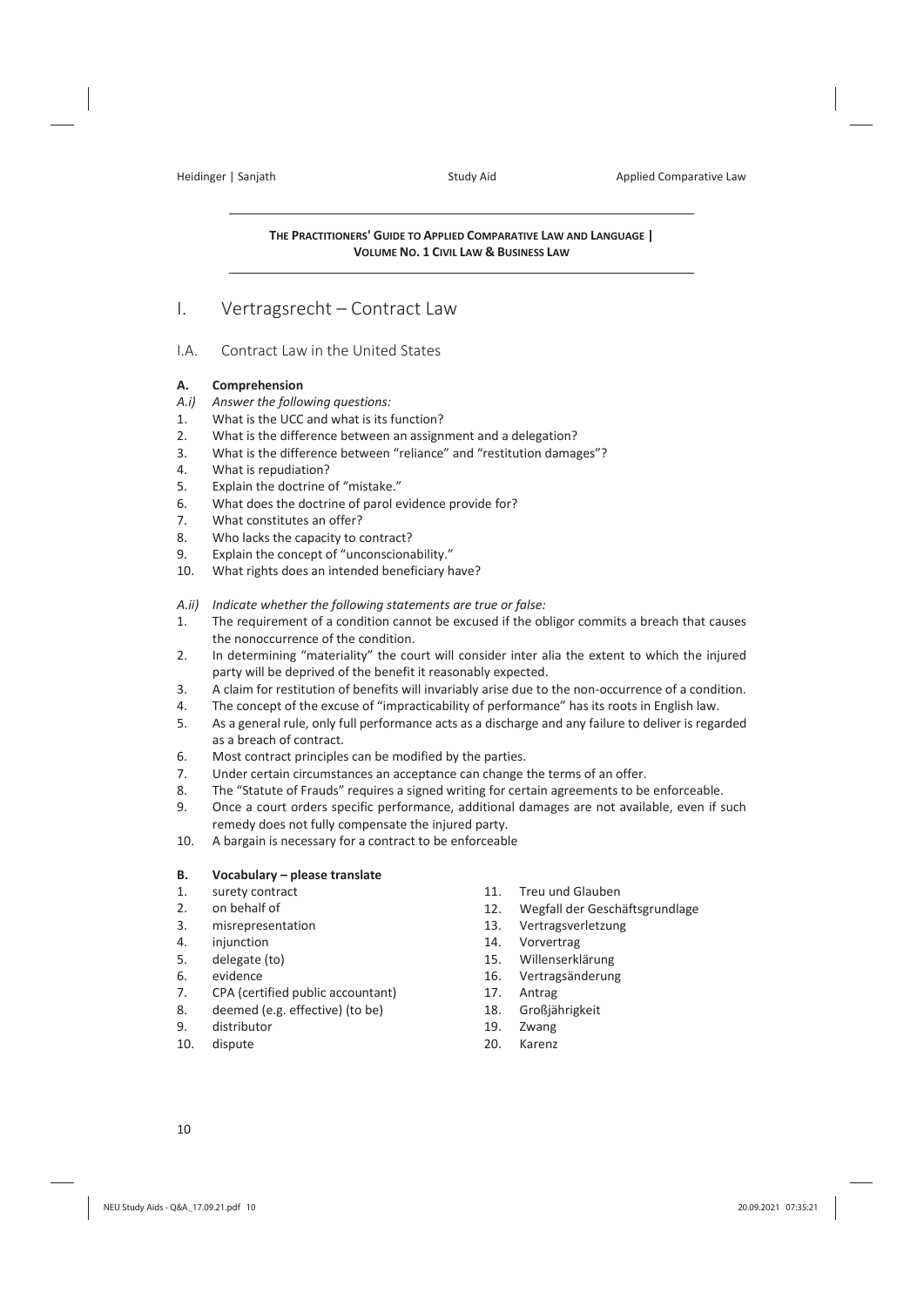**THE PRACTITIONERS' GUIDE TO APPLIED COMPARATIVE LAW AND LANGUAGE | VOLUME NO. 1 CIVIL LAW & BUSINESS LAW**

# I. Vertragsrecht – Contract Law

## I.A. Contract Law in the United States

### A. Comprehension

*A.i) Answer the following questions:*

1. What is the UCC and what is its function?
2. What is the difference between an assignment and a delegation?
3. What is the difference between "reliance" and "restitution damages"?
4. What is repudiation?
5. Explain the doctrine of "mistake."
6. What does the doctrine of parol evidence provide for?
7. What constitutes an offer?
8. Who lacks the capacity to contract?
9. Explain the concept of "unconscionability."
10. What rights does an intended beneficiary have?

*A.ii) Indicate whether the following statements are true or false:*

1. The requirement of a condition cannot be excused if the obligor commits a breach that causes the nonoccurrence of the condition.
2. In determining "materiality" the court will consider inter alia the extent to which the injured party will be deprived of the benefit it reasonably expected.
3. A claim for restitution of benefits will invariably arise due to the non-occurrence of a condition.
4. The concept of the excuse of "impracticability of performance" has its roots in English law.
5. As a general rule, only full performance acts as a discharge and any failure to deliver is regarded as a breach of contract.
6. Most contract principles can be modified by the parties.
7. Under certain circumstances an acceptance can change the terms of an offer.
8. The "Statute of Frauds" requires a signed writing for certain agreements to be enforceable.
9. Once a court orders specific performance, additional damages are not available, even if such remedy does not fully compensate the injured party.
10. A bargain is necessary for a contract to be enforceable

### B. Vocabulary – please translate

1. surety contract
2. on behalf of
3. misrepresentation
4. injunction
5. delegate (to)
6. evidence
7. CPA (certified public accountant)
8. deemed (e.g. effective) (to be)
9. distributor
10. dispute
11. Treu und Glauben
12. Wegfall der Geschäftsgrundlage
13. Vertragsverletzung
14. Vorvertrag
15. Willenserklärung
16. Vertragsänderung
17. Antrag
18. Großjährigkeit
19. Zwang
20. Karenz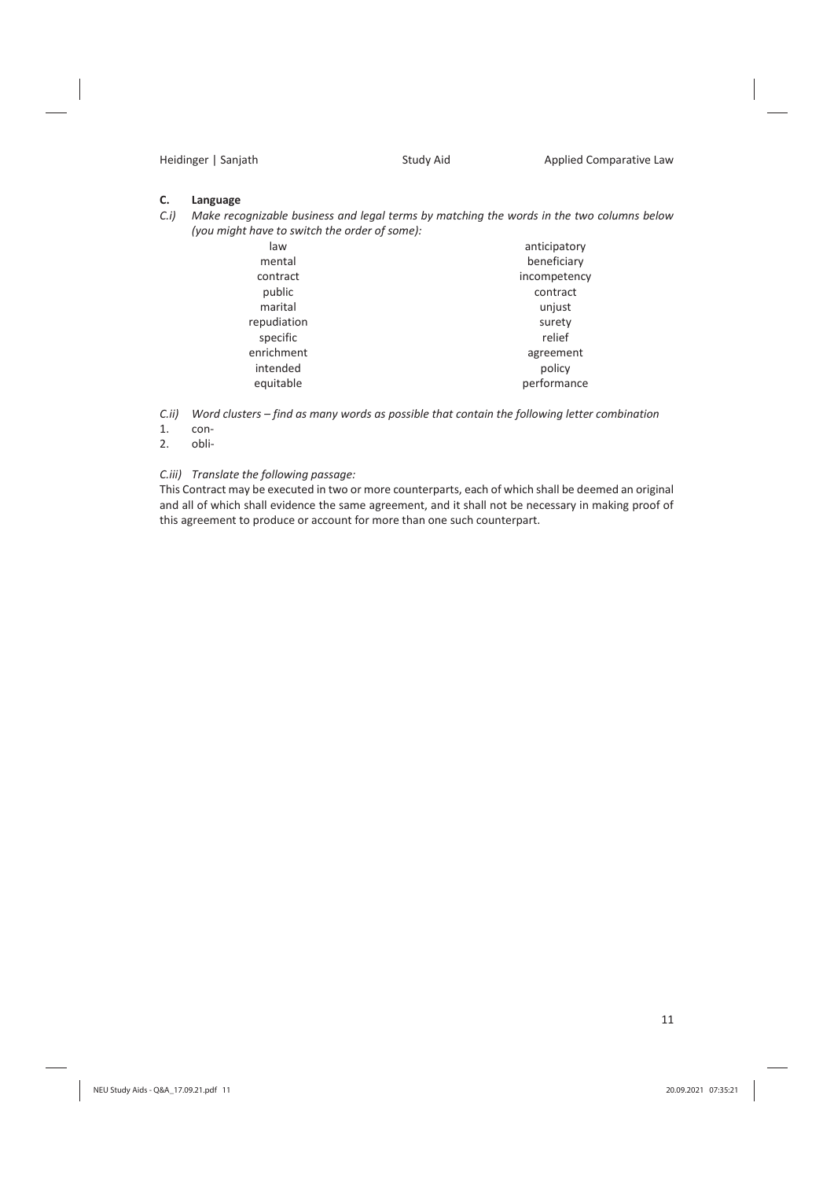## C. Language

*C.i) Make recognizable business and legal terms by matching the words in the two columns below (you might have to switch the order of some):*

| | |
|---|---|
| law | anticipatory |
| mental | beneficiary |
| contract | incompetency |
| public | contract |
| marital | unjust |
| repudiation | surety |
| specific | relief |
| enrichment | agreement |
| intended | policy |
| equitable | performance |

*C.ii) Word clusters – find as many words as possible that contain the following letter combination*

1. con-
2. obli-

*C.iii) Translate the following passage:*

This Contract may be executed in two or more counterparts, each of which shall be deemed an original and all of which shall evidence the same agreement, and it shall not be necessary in making proof of this agreement to produce or account for more than one such counterpart.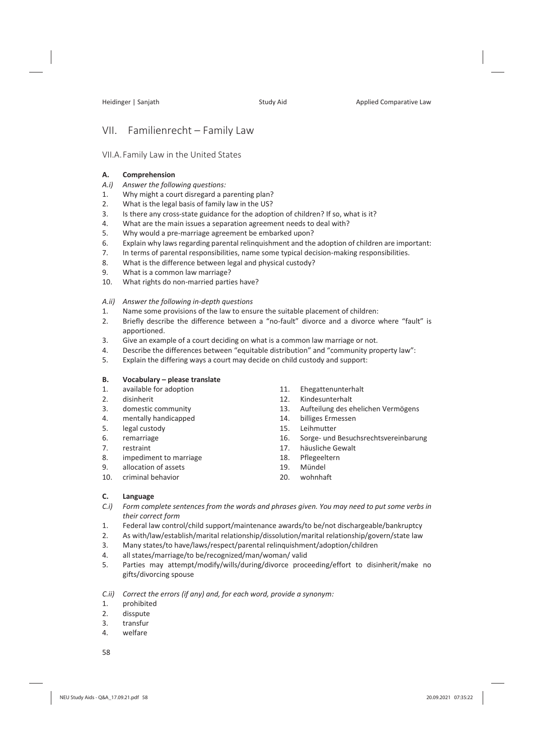# VII. Familienrecht – Family Law

## VII.A. Family Law in the United States

### A. Comprehension

*A.i) Answer the following questions:*

1. Why might a court disregard a parenting plan?
2. What is the legal basis of family law in the US?
3. Is there any cross-state guidance for the adoption of children? If so, what is it?
4. What are the main issues a separation agreement needs to deal with?
5. Why would a pre-marriage agreement be embarked upon?
6. Explain why laws regarding parental relinquishment and the adoption of children are important:
7. In terms of parental responsibilities, name some typical decision-making responsibilities.
8. What is the difference between legal and physical custody?
9. What is a common law marriage?
10. What rights do non-married parties have?

*A.ii) Answer the following in-depth questions*

1. Name some provisions of the law to ensure the suitable placement of children:
2. Briefly describe the difference between a "no-fault" divorce and a divorce where "fault" is apportioned.
3. Give an example of a court deciding on what is a common law marriage or not.
4. Describe the differences between "equitable distribution" and "community property law":
5. Explain the differing ways a court may decide on child custody and support:

### B. Vocabulary – please translate

1. available for adoption
2. disinherit
3. domestic community
4. mentally handicapped
5. legal custody
6. remarriage
7. restraint
8. impediment to marriage
9. allocation of assets
10. criminal behavior
11. Ehegattenunterhalt
12. Kindesunterhalt
13. Aufteilung des ehelichen Vermögens
14. billiges Ermessen
15. Leihmutter
16. Sorge- und Besuchsrechtsvereinbarung
17. häusliche Gewalt
18. Pflegeeltern
19. Mündel
20. wohnhaft

### C. Language

*C.i) Form complete sentences from the words and phrases given. You may need to put some verbs in their correct form*

1. Federal law control/child support/maintenance awards/to be/not dischargeable/bankruptcy
2. As with/law/establish/marital relationship/dissolution/marital relationship/govern/state law
3. Many states/to have/laws/respect/parental relinquishment/adoption/children
4. all states/marriage/to be/recognized/man/woman/ valid
5. Parties may attempt/modify/wills/during/divorce proceeding/effort to disinherit/make no gifts/divorcing spouse

*C.ii) Correct the errors (if any) and, for each word, provide a synonym:*

1. prohibited
2. disspute
3. transfur
4. welfare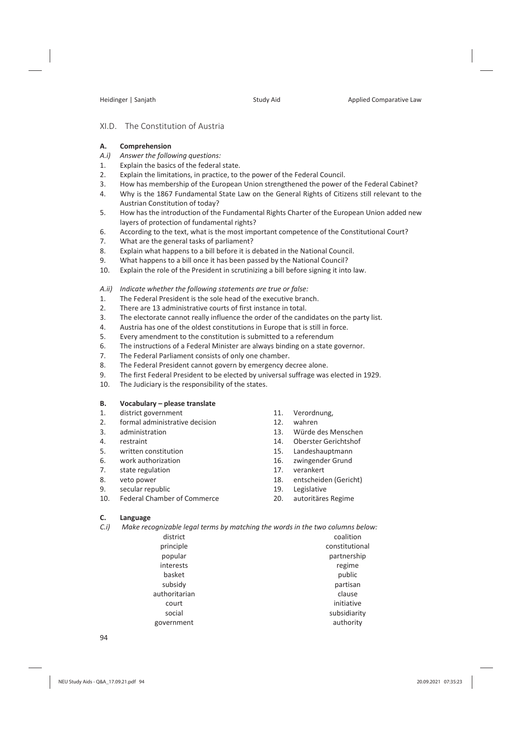## XI.D. The Constitution of Austria

### A. Comprehension

*A.i) Answer the following questions:*

1. Explain the basics of the federal state.
2. Explain the limitations, in practice, to the power of the Federal Council.
3. How has membership of the European Union strengthened the power of the Federal Cabinet?
4. Why is the 1867 Fundamental State Law on the General Rights of Citizens still relevant to the Austrian Constitution of today?
5. How has the introduction of the Fundamental Rights Charter of the European Union added new layers of protection of fundamental rights?
6. According to the text, what is the most important competence of the Constitutional Court?
7. What are the general tasks of parliament?
8. Explain what happens to a bill before it is debated in the National Council.
9. What happens to a bill once it has been passed by the National Council?
10. Explain the role of the President in scrutinizing a bill before signing it into law.

*A.ii) Indicate whether the following statements are true or false:*

1. The Federal President is the sole head of the executive branch.
2. There are 13 administrative courts of first instance in total.
3. The electorate cannot really influence the order of the candidates on the party list.
4. Austria has one of the oldest constitutions in Europe that is still in force.
5. Every amendment to the constitution is submitted to a referendum
6. The instructions of a Federal Minister are always binding on a state governor.
7. The Federal Parliament consists of only one chamber.
8. The Federal President cannot govern by emergency decree alone.
9. The first Federal President to be elected by universal suffrage was elected in 1929.
10. The Judiciary is the responsibility of the states.

### B. Vocabulary – please translate

1. district government
2. formal administrative decision
3. administration
4. restraint
5. written constitution
6. work authorization
7. state regulation
8. veto power
9. secular republic
10. Federal Chamber of Commerce
11. Verordnung,
12. wahren
13. Würde des Menschen
14. Oberster Gerichtshof
15. Landeshauptmann
16. zwingender Grund
17. verankert
18. entscheiden (Gericht)
19. Legislative
20. autoritäres Regime

### C. Language

*C.i) Make recognizable legal terms by matching the words in the two columns below:*

| | |
|---|---|
| district | coalition |
| principle | constitutional |
| popular | partnership |
| interests | regime |
| basket | public |
| subsidy | partisan |
| authoritarian | clause |
| court | initiative |
| social | subsidiarity |
| government | authority |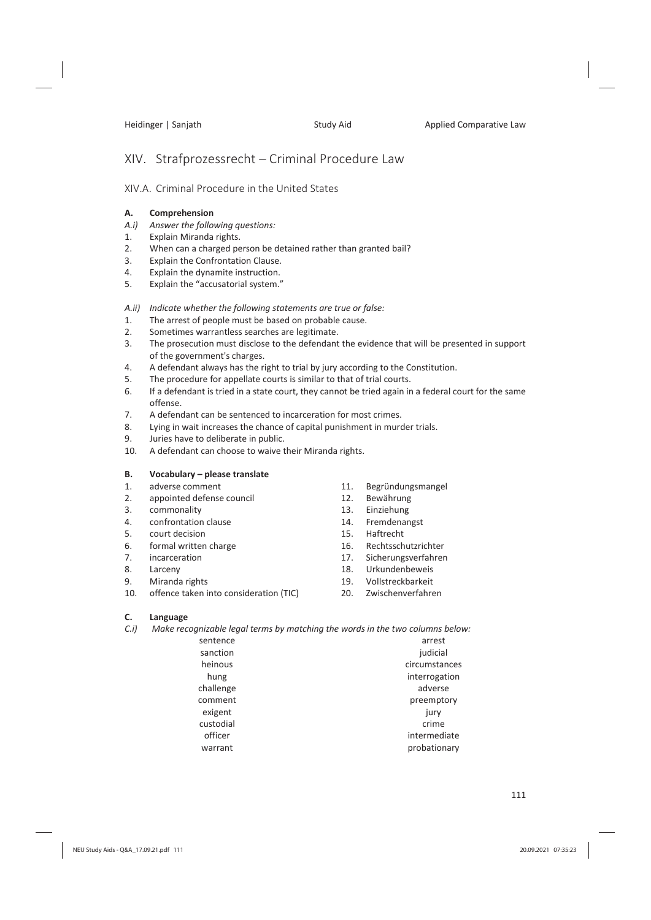# XIV. Strafprozessrecht – Criminal Procedure Law

## XIV.A. Criminal Procedure in the United States

### A. Comprehension

*A.i) Answer the following questions:*

1. Explain Miranda rights.
2. When can a charged person be detained rather than granted bail?
3. Explain the Confrontation Clause.
4. Explain the dynamite instruction.
5. Explain the "accusatorial system."

*A.ii) Indicate whether the following statements are true or false:*

1. The arrest of people must be based on probable cause.
2. Sometimes warrantless searches are legitimate.
3. The prosecution must disclose to the defendant the evidence that will be presented in support of the government's charges.
4. A defendant always has the right to trial by jury according to the Constitution.
5. The procedure for appellate courts is similar to that of trial courts.
6. If a defendant is tried in a state court, they cannot be tried again in a federal court for the same offense.
7. A defendant can be sentenced to incarceration for most crimes.
8. Lying in wait increases the chance of capital punishment in murder trials.
9. Juries have to deliberate in public.
10. A defendant can choose to waive their Miranda rights.

### B. Vocabulary – please translate

1. adverse comment
2. appointed defense council
3. commonality
4. confrontation clause
5. court decision
6. formal written charge
7. incarceration
8. Larceny
9. Miranda rights
10. offence taken into consideration (TIC)
11. Begründungsmangel
12. Bewährung
13. Einziehung
14. Fremdenangst
15. Haftrecht
16. Rechtsschutzrichter
17. Sicherungsverfahren
18. Urkundenbeweis
19. Vollstreckbarkeit
20. Zwischenverfahren

### C. Language

*C.i) Make recognizable legal terms by matching the words in the two columns below:*

| | |
|---|---|
| sentence | arrest |
| sanction | judicial |
| heinous | circumstances |
| hung | interrogation |
| challenge | adverse |
| comment | preemptory |
| exigent | jury |
| custodial | crime |
| officer | intermediate |
| warrant | probationary |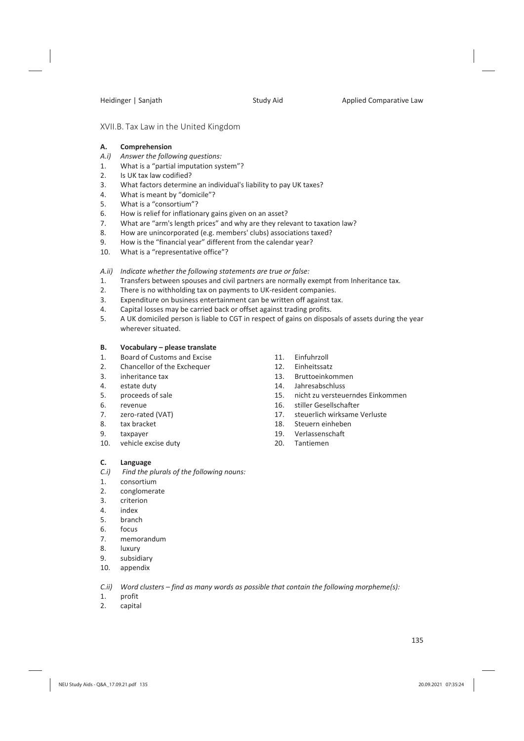## XVII.B. Tax Law in the United Kingdom

### A. Comprehension

*A.i) Answer the following questions:*

1. What is a "partial imputation system"?
2. Is UK tax law codified?
3. What factors determine an individual's liability to pay UK taxes?
4. What is meant by "domicile"?
5. What is a "consortium"?
6. How is relief for inflationary gains given on an asset?
7. What are "arm's length prices" and why are they relevant to taxation law?
8. How are unincorporated (e.g. members' clubs) associations taxed?
9. How is the "financial year" different from the calendar year?
10. What is a "representative office"?

*A.ii) Indicate whether the following statements are true or false:*

1. Transfers between spouses and civil partners are normally exempt from Inheritance tax.
2. There is no withholding tax on payments to UK-resident companies.
3. Expenditure on business entertainment can be written off against tax.
4. Capital losses may be carried back or offset against trading profits.
5. A UK domiciled person is liable to CGT in respect of gains on disposals of assets during the year wherever situated.

### B. Vocabulary – please translate

1. Board of Customs and Excise
2. Chancellor of the Exchequer
3. inheritance tax
4. estate duty
5. proceeds of sale
6. revenue
7. zero-rated (VAT)
8. tax bracket
9. taxpayer
10. vehicle excise duty
11. Einfuhrzoll
12. Einheitssatz
13. Bruttoeinkommen
14. Jahresabschluss
15. nicht zu versteuerndes Einkommen
16. stiller Gesellschafter
17. steuerlich wirksame Verluste
18. Steuern einheben
19. Verlassenschaft
20. Tantiemen

### C. Language

*C.i) Find the plurals of the following nouns:*

1. consortium
2. conglomerate
3. criterion
4. index
5. branch
6. focus
7. memorandum
8. luxury
9. subsidiary
10. appendix

*C.ii) Word clusters – find as many words as possible that contain the following morpheme(s):*

1. profit
2. capital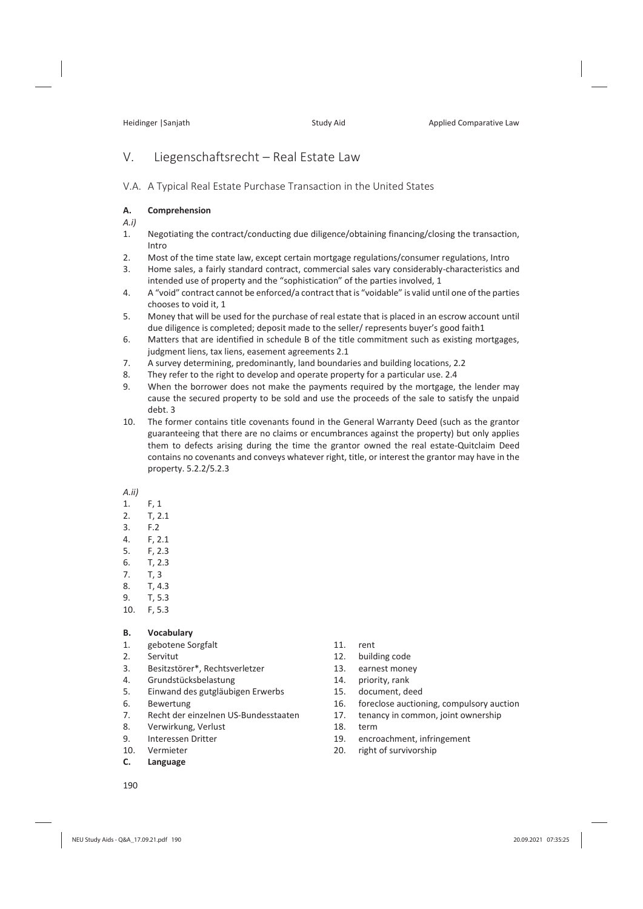# V. Liegenschaftsrecht – Real Estate Law

## V.A. A Typical Real Estate Purchase Transaction in the United States

### A. Comprehension

*A.i)*

1. Negotiating the contract/conducting due diligence/obtaining financing/closing the transaction, Intro
2. Most of the time state law, except certain mortgage regulations/consumer regulations, Intro
3. Home sales, a fairly standard contract, commercial sales vary considerably-characteristics and intended use of property and the "sophistication" of the parties involved, 1
4. A "void" contract cannot be enforced/a contract that is "voidable" is valid until one of the parties chooses to void it, 1
5. Money that will be used for the purchase of real estate that is placed in an escrow account until due diligence is completed; deposit made to the seller/ represents buyer's good faith1
6. Matters that are identified in schedule B of the title commitment such as existing mortgages, judgment liens, tax liens, easement agreements 2.1
7. A survey determining, predominantly, land boundaries and building locations, 2.2
8. They refer to the right to develop and operate property for a particular use. 2.4
9. When the borrower does not make the payments required by the mortgage, the lender may cause the secured property to be sold and use the proceeds of the sale to satisfy the unpaid debt. 3
10. The former contains title covenants found in the General Warranty Deed (such as the grantor guaranteeing that there are no claims or encumbrances against the property) but only applies them to defects arising during the time the grantor owned the real estate-Quitclaim Deed contains no covenants and conveys whatever right, title, or interest the grantor may have in the property. 5.2.2/5.2.3

*A.ii)*

1. F, 1
2. T, 2.1
3. F.2
4. F, 2.1
5. F, 2.3
6. T, 2.3
7. T, 3
8. T, 4.3
9. T, 5.3
10. F, 5.3

### B. Vocabulary

1. gebotene Sorgfalt
2. Servitut
3. Besitzstörer*, Rechtsverletzer
4. Grundstücksbelastung
5. Einwand des gutgläubigen Erwerbs
6. Bewertung
7. Recht der einzelnen US-Bundesstaaten
8. Verwirkung, Verlust
9. Interessen Dritter
10. Vermieter
11. rent
12. building code
13. earnest money
14. priority, rank
15. document, deed
16. foreclose auctioning, compulsory auction
17. tenancy in common, joint ownership
18. term
19. encroachment, infringement
20. right of survivorship

### C. Language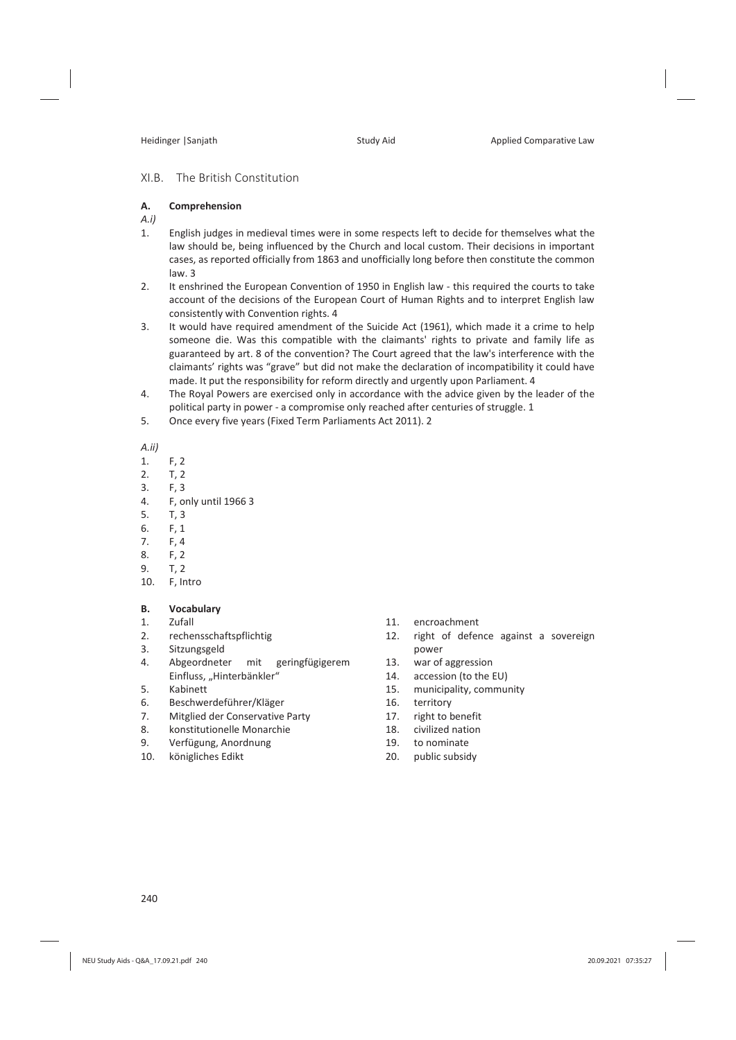## XI.B. The British Constitution

### A. Comprehension

*A.i)*

1. English judges in medieval times were in some respects left to decide for themselves what the law should be, being influenced by the Church and local custom. Their decisions in important cases, as reported officially from 1863 and unofficially long before then constitute the common law. 3
2. It enshrined the European Convention of 1950 in English law - this required the courts to take account of the decisions of the European Court of Human Rights and to interpret English law consistently with Convention rights. 4
3. It would have required amendment of the Suicide Act (1961), which made it a crime to help someone die. Was this compatible with the claimants' rights to private and family life as guaranteed by art. 8 of the convention? The Court agreed that the law's interference with the claimants' rights was "grave" but did not make the declaration of incompatibility it could have made. It put the responsibility for reform directly and urgently upon Parliament. 4
4. The Royal Powers are exercised only in accordance with the advice given by the leader of the political party in power - a compromise only reached after centuries of struggle. 1
5. Once every five years (Fixed Term Parliaments Act 2011). 2

*A.ii)*

1. F, 2
2. T, 2
3. F, 3
4. F, only until 1966 3
5. T, 3
6. F, 1
7. F, 4
8. F, 2
9. T, 2
10. F, Intro

### B. Vocabulary

1. Zufall
2. rechensschaftspflichtig
3. Sitzungsgeld
4. Abgeordneter mit geringfügigerem Einfluss, „Hinterbänkler"
5. Kabinett
6. Beschwerdeführer/Kläger
7. Mitglied der Conservative Party
8. konstitutionelle Monarchie
9. Verfügung, Anordnung
10. königliches Edikt
11. encroachment
12. right of defence against a sovereign power
13. war of aggression
14. accession (to the EU)
15. municipality, community
16. territory
17. right to benefit
18. civilized nation
19. to nominate
20. public subsidy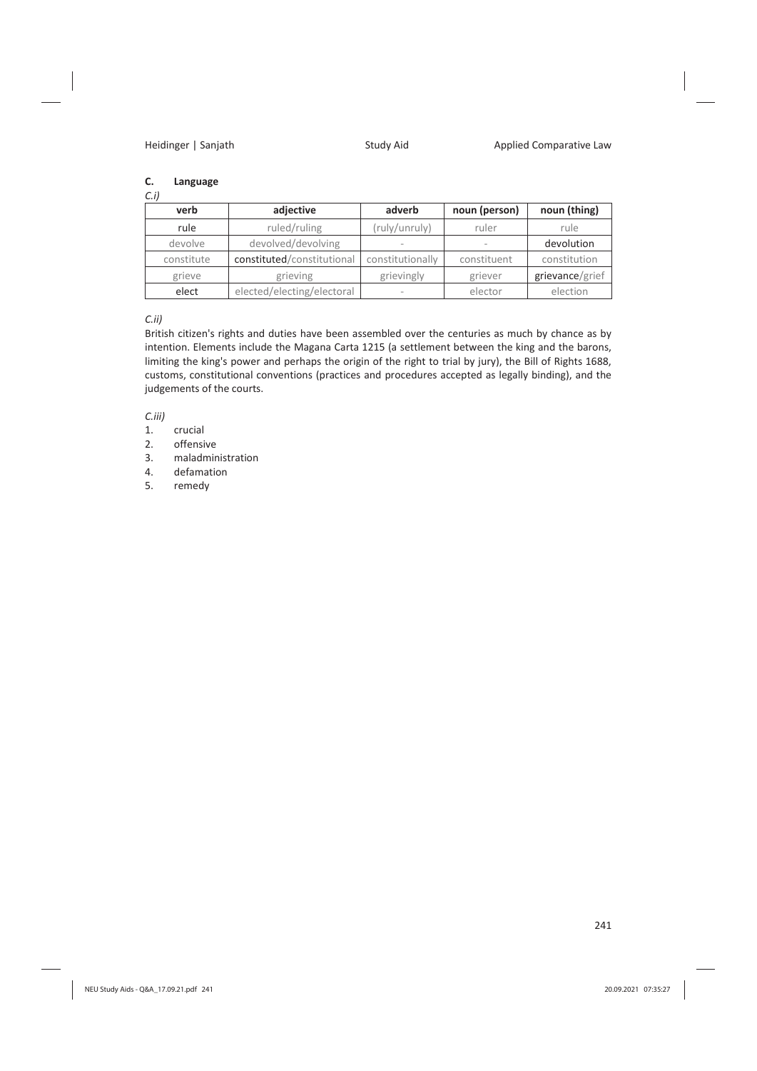## C. Language

*C.i)*

| verb | adjective | adverb | noun (person) | noun (thing) |
| --- | --- | --- | --- | --- |
| rule | ruled/ruling | (ruly/unruly) | ruler | rule |
| devolve | devolved/devolving | - | - | devolution |
| constitute | constituted/constitutional | constitutionally | constituent | constitution |
| grieve | grieving | grievingly | griever | grievance/grief |
| elect | elected/electing/electoral | - | elector | election |

*C.ii)*

British citizen's rights and duties have been assembled over the centuries as much by chance as by intention. Elements include the Magana Carta 1215 (a settlement between the king and the barons, limiting the king's power and perhaps the origin of the right to trial by jury), the Bill of Rights 1688, customs, constitutional conventions (practices and procedures accepted as legally binding), and the judgements of the courts.

*C.iii)*

1. crucial
2. offensive
3. maladministration
4. defamation
5. remedy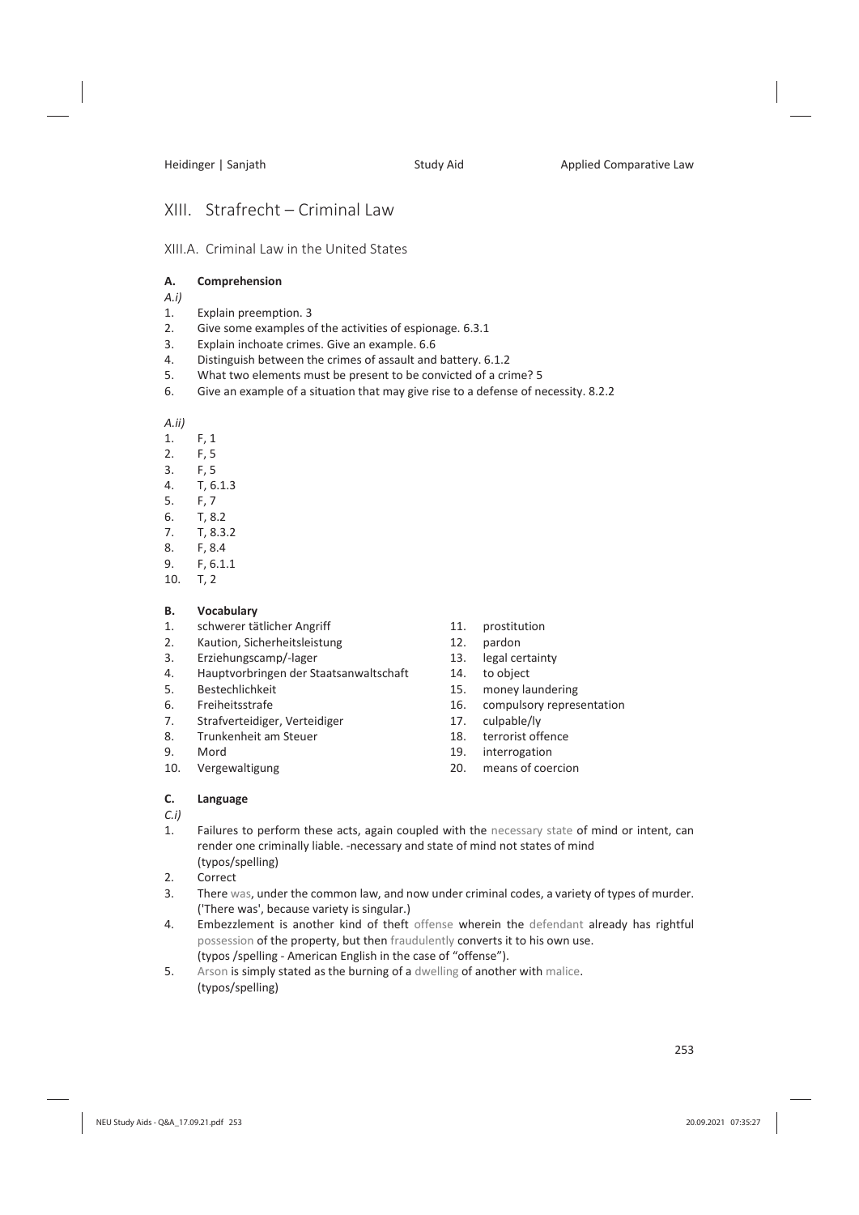# XIII. Strafrecht – Criminal Law

## XIII.A. Criminal Law in the United States

### A. Comprehension

*A.i)*

1. Explain preemption. 3
2. Give some examples of the activities of espionage. 6.3.1
3. Explain inchoate crimes. Give an example. 6.6
4. Distinguish between the crimes of assault and battery. 6.1.2
5. What two elements must be present to be convicted of a crime? 5
6. Give an example of a situation that may give rise to a defense of necessity. 8.2.2

*A.ii)*

1. F, 1
2. F, 5
3. F, 5
4. T, 6.1.3
5. F, 7
6. T, 8.2
7. T, 8.3.2
8. F, 8.4
9. F, 6.1.1
10. T, 2

### B. Vocabulary

1. schwerer tätlicher Angriff
2. Kaution, Sicherheitsleistung
3. Erziehungscamp/-lager
4. Hauptvorbringen der Staatsanwaltschaft
5. Bestechlichkeit
6. Freiheitsstrafe
7. Strafverteidiger, Verteidiger
8. Trunkenheit am Steuer
9. Mord
10. Vergewaltigung
11. prostitution
12. pardon
13. legal certainty
14. to object
15. money laundering
16. compulsory representation
17. culpable/ly
18. terrorist offence
19. interrogation
20. means of coercion

### C. Language

*C.i)*

1. Failures to perform these acts, again coupled with the necessary state of mind or intent, can render one criminally liable. -necessary and state of mind not states of mind (typos/spelling)
2. Correct
3. There was, under the common law, and now under criminal codes, a variety of types of murder. ('There was', because variety is singular.)
4. Embezzlement is another kind of theft offense wherein the defendant already has rightful possession of the property, but then fraudulently converts it to his own use. (typos /spelling - American English in the case of "offense").
5. Arson is simply stated as the burning of a dwelling of another with malice. (typos/spelling)